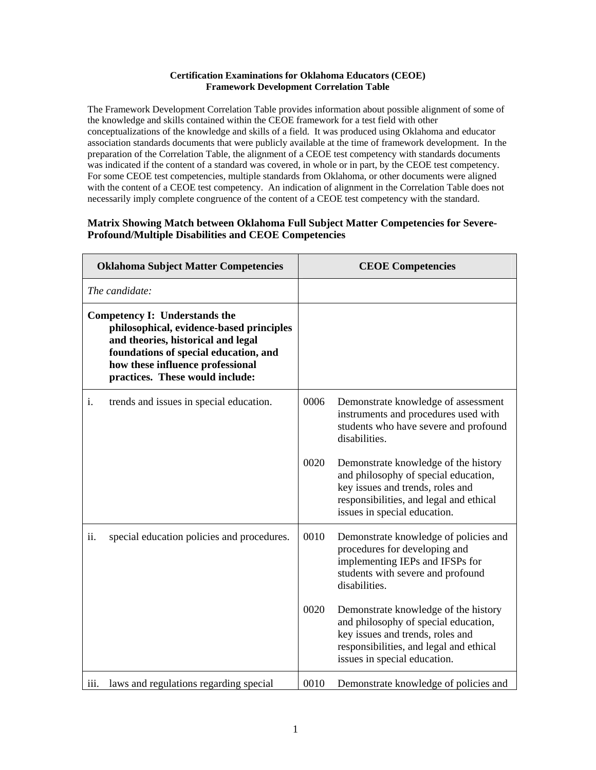**Certification Examinations for Oklahoma Educators (CEOE)**
**Framework Development Correlation Table**

The Framework Development Correlation Table provides information about possible alignment of some of the knowledge and skills contained within the CEOE framework for a test field with other conceptualizations of the knowledge and skills of a field. It was produced using Oklahoma and educator association standards documents that were publicly available at the time of framework development. In the preparation of the Correlation Table, the alignment of a CEOE test competency with standards documents was indicated if the content of a standard was covered, in whole or in part, by the CEOE test competency. For some CEOE test competencies, multiple standards from Oklahoma, or other documents were aligned with the content of a CEOE test competency. An indication of alignment in the Correlation Table does not necessarily imply complete congruence of the content of a CEOE test competency with the standard.

### Matrix Showing Match between Oklahoma Full Subject Matter Competencies for Severe-Profound/Multiple Disabilities and CEOE Competencies

| Oklahoma Subject Matter Competencies | CEOE Competencies |
|---|---|
| *The candidate:* | |
| **Competency I: Understands the philosophical, evidence-based principles and theories, historical and legal foundations of special education, and how these influence professional practices. These would include:** | |
| i. trends and issues in special education. | 0006 Demonstrate knowledge of assessment instruments and procedures used with students who have severe and profound disabilities.<br><br>0020 Demonstrate knowledge of the history and philosophy of special education, key issues and trends, roles and responsibilities, and legal and ethical issues in special education. |
| ii. special education policies and procedures. | 0010 Demonstrate knowledge of policies and procedures for developing and implementing IEPs and IFSPs for students with severe and profound disabilities.<br><br>0020 Demonstrate knowledge of the history and philosophy of special education, key issues and trends, roles and responsibilities, and legal and ethical issues in special education. |
| iii. laws and regulations regarding special | 0010 Demonstrate knowledge of policies and |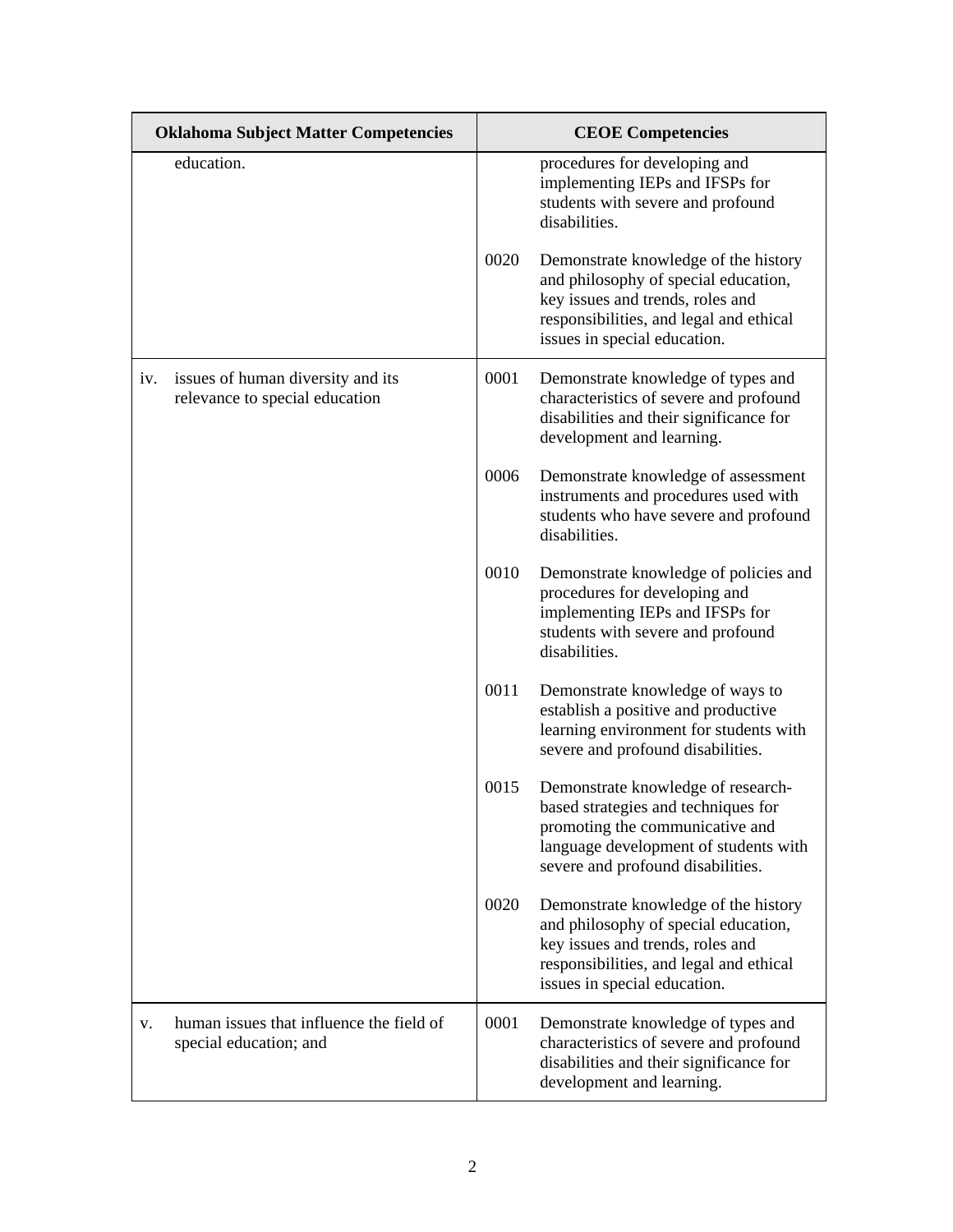| Oklahoma Subject Matter Competencies | CEOE Competencies |
| --- | --- |
| education. | procedures for developing and implementing IEPs and IFSPs for students with severe and profound disabilities.<br><br>0020 Demonstrate knowledge of the history and philosophy of special education, key issues and trends, roles and responsibilities, and legal and ethical issues in special education. |
| iv. issues of human diversity and its relevance to special education | 0001 Demonstrate knowledge of types and characteristics of severe and profound disabilities and their significance for development and learning.<br><br>0006 Demonstrate knowledge of assessment instruments and procedures used with students who have severe and profound disabilities.<br><br>0010 Demonstrate knowledge of policies and procedures for developing and implementing IEPs and IFSPs for students with severe and profound disabilities.<br><br>0011 Demonstrate knowledge of ways to establish a positive and productive learning environment for students with severe and profound disabilities.<br><br>0015 Demonstrate knowledge of research-based strategies and techniques for promoting the communicative and language development of students with severe and profound disabilities.<br><br>0020 Demonstrate knowledge of the history and philosophy of special education, key issues and trends, roles and responsibilities, and legal and ethical issues in special education. |
| v. human issues that influence the field of special education; and | 0001 Demonstrate knowledge of types and characteristics of severe and profound disabilities and their significance for development and learning. |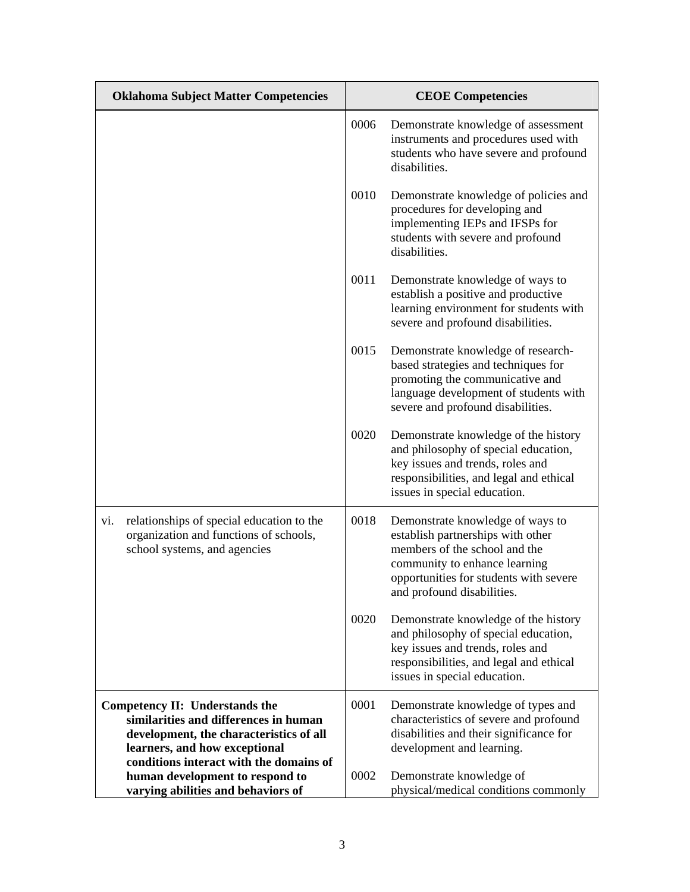| Oklahoma Subject Matter Competencies | CEOE Competencies |
|---|---|
| | 0006 Demonstrate knowledge of assessment instruments and procedures used with students who have severe and profound disabilities.<br><br>0010 Demonstrate knowledge of policies and procedures for developing and implementing IEPs and IFSPs for students with severe and profound disabilities.<br><br>0011 Demonstrate knowledge of ways to establish a positive and productive learning environment for students with severe and profound disabilities.<br><br>0015 Demonstrate knowledge of research-based strategies and techniques for promoting the communicative and language development of students with severe and profound disabilities.<br><br>0020 Demonstrate knowledge of the history and philosophy of special education, key issues and trends, roles and responsibilities, and legal and ethical issues in special education. |
| vi. relationships of special education to the organization and functions of schools, school systems, and agencies | 0018 Demonstrate knowledge of ways to establish partnerships with other members of the school and the community to enhance learning opportunities for students with severe and profound disabilities.<br><br>0020 Demonstrate knowledge of the history and philosophy of special education, key issues and trends, roles and responsibilities, and legal and ethical issues in special education. |
| **Competency II: Understands the similarities and differences in human development, the characteristics of all learners, and how exceptional conditions interact with the domains of human development to respond to varying abilities and behaviors of** | 0001 Demonstrate knowledge of types and characteristics of severe and profound disabilities and their significance for development and learning.<br><br>0002 Demonstrate knowledge of physical/medical conditions commonly |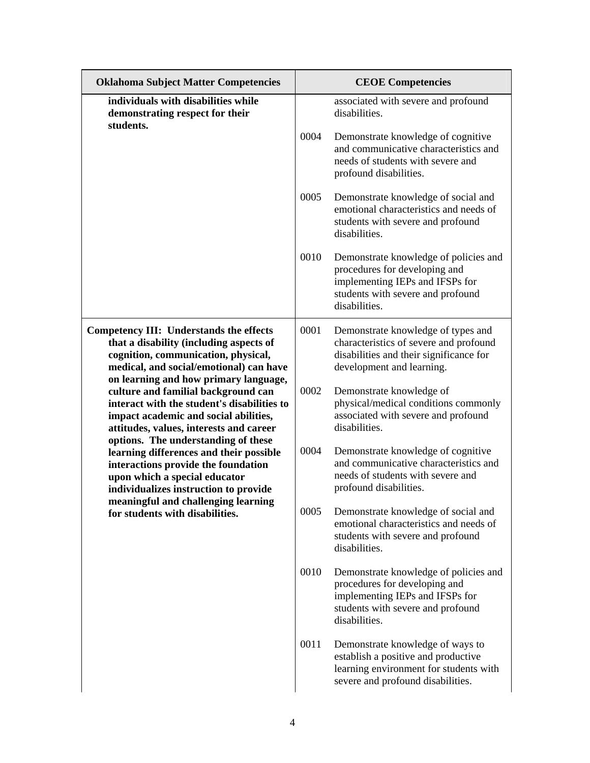| Oklahoma Subject Matter Competencies | CEOE Competencies |
|---|---|
| **individuals with disabilities while demonstrating respect for their students.** | associated with severe and profound disabilities.<br><br>0004 Demonstrate knowledge of cognitive and communicative characteristics and needs of students with severe and profound disabilities.<br><br>0005 Demonstrate knowledge of social and emotional characteristics and needs of students with severe and profound disabilities.<br><br>0010 Demonstrate knowledge of policies and procedures for developing and implementing IEPs and IFSPs for students with severe and profound disabilities. |
| **Competency III: Understands the effects that a disability (including aspects of cognition, communication, physical, medical, and social/emotional) can have on learning and how primary language, culture and familial background can interact with the student's disabilities to impact academic and social abilities, attitudes, values, interests and career options. The understanding of these learning differences and their possible interactions provide the foundation upon which a special educator individualizes instruction to provide meaningful and challenging learning for students with disabilities.** | 0001 Demonstrate knowledge of types and characteristics of severe and profound disabilities and their significance for development and learning.<br><br>0002 Demonstrate knowledge of physical/medical conditions commonly associated with severe and profound disabilities.<br><br>0004 Demonstrate knowledge of cognitive and communicative characteristics and needs of students with severe and profound disabilities.<br><br>0005 Demonstrate knowledge of social and emotional characteristics and needs of students with severe and profound disabilities.<br><br>0010 Demonstrate knowledge of policies and procedures for developing and implementing IEPs and IFSPs for students with severe and profound disabilities.<br><br>0011 Demonstrate knowledge of ways to establish a positive and productive learning environment for students with severe and profound disabilities. |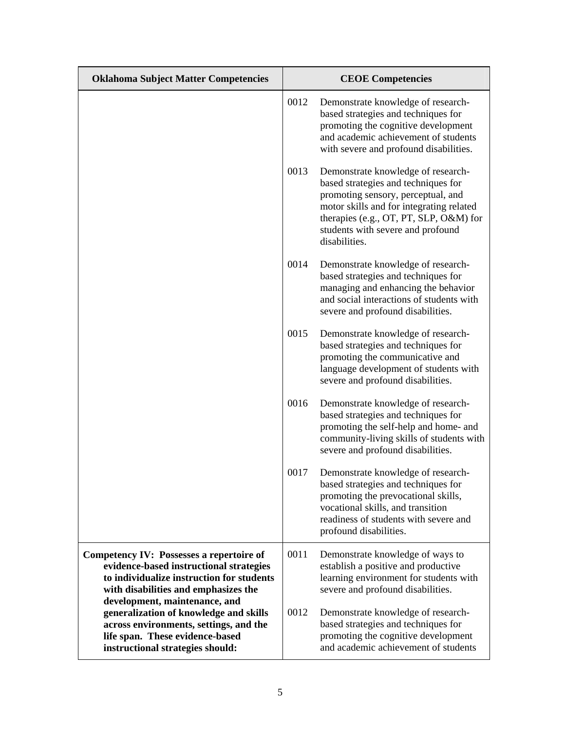| Oklahoma Subject Matter Competencies | CEOE Competencies |
|---|---|
| | 0012 Demonstrate knowledge of research-based strategies and techniques for promoting the cognitive development and academic achievement of students with severe and profound disabilities.<br><br>0013 Demonstrate knowledge of research-based strategies and techniques for promoting sensory, perceptual, and motor skills and for integrating related therapies (e.g., OT, PT, SLP, O&M) for students with severe and profound disabilities.<br><br>0014 Demonstrate knowledge of research-based strategies and techniques for managing and enhancing the behavior and social interactions of students with severe and profound disabilities.<br><br>0015 Demonstrate knowledge of research-based strategies and techniques for promoting the communicative and language development of students with severe and profound disabilities.<br><br>0016 Demonstrate knowledge of research-based strategies and techniques for promoting the self-help and home- and community-living skills of students with severe and profound disabilities.<br><br>0017 Demonstrate knowledge of research-based strategies and techniques for promoting the prevocational skills, vocational skills, and transition readiness of students with severe and profound disabilities. |
| **Competency IV: Possesses a repertoire of evidence-based instructional strategies to individualize instruction for students with disabilities and emphasizes the development, maintenance, and generalization of knowledge and skills across environments, settings, and the life span. These evidence-based instructional strategies should:** | 0011 Demonstrate knowledge of ways to establish a positive and productive learning environment for students with severe and profound disabilities.<br><br>0012 Demonstrate knowledge of research-based strategies and techniques for promoting the cognitive development and academic achievement of students |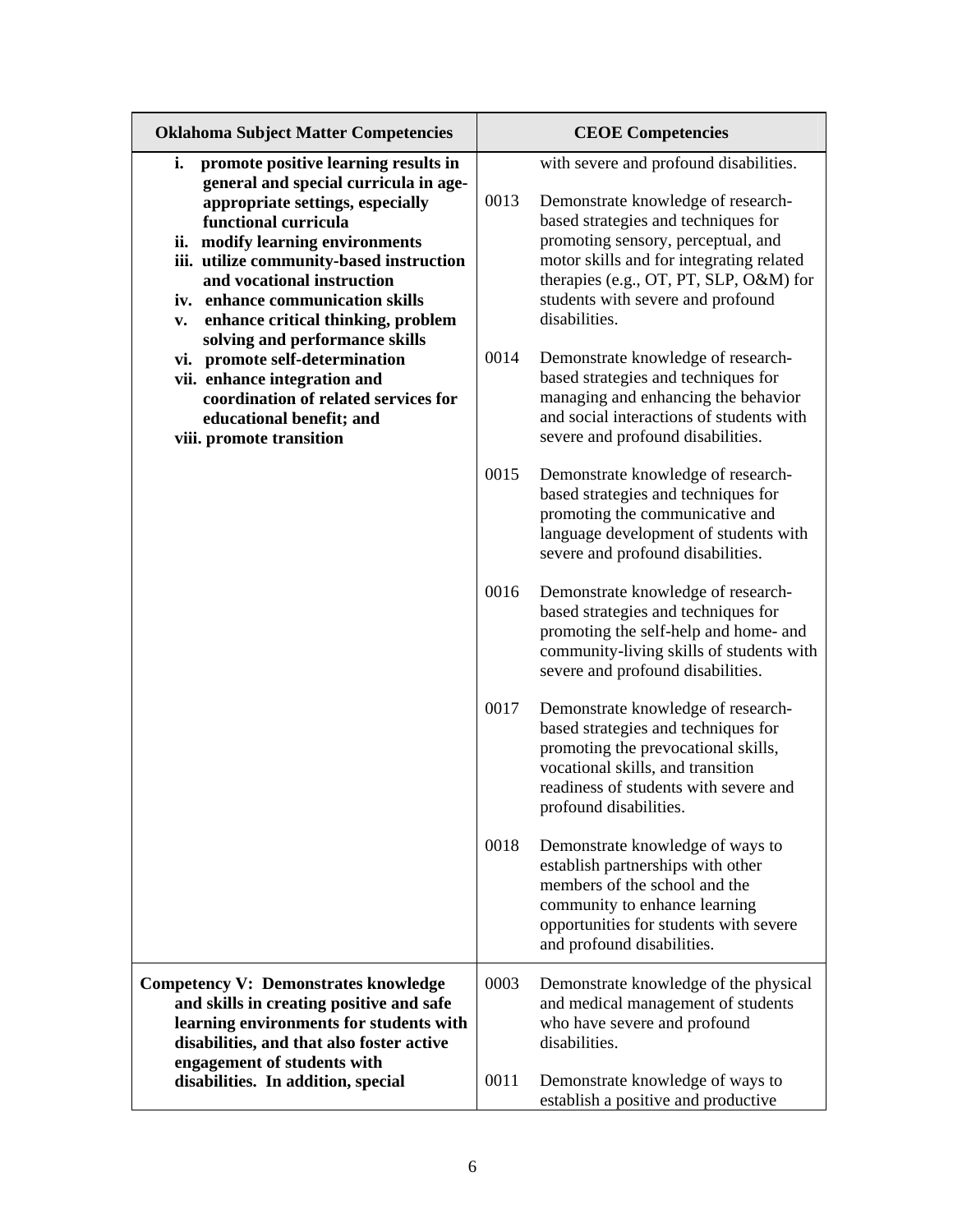| Oklahoma Subject Matter Competencies | CEOE Competencies |
|---|---|
| **i. promote positive learning results in general and special curricula in age-appropriate settings, especially functional curricula**<br>**ii. modify learning environments**<br>**iii. utilize community-based instruction and vocational instruction**<br>**iv. enhance communication skills**<br>**v. enhance critical thinking, problem solving and performance skills**<br>**vi. promote self-determination**<br>**vii. enhance integration and coordination of related services for educational benefit; and**<br>**viii. promote transition** | with severe and profound disabilities.<br><br>0013 Demonstrate knowledge of research-based strategies and techniques for promoting sensory, perceptual, and motor skills and for integrating related therapies (e.g., OT, PT, SLP, O&M) for students with severe and profound disabilities.<br><br>0014 Demonstrate knowledge of research-based strategies and techniques for managing and enhancing the behavior and social interactions of students with severe and profound disabilities.<br><br>0015 Demonstrate knowledge of research-based strategies and techniques for promoting the communicative and language development of students with severe and profound disabilities.<br><br>0016 Demonstrate knowledge of research-based strategies and techniques for promoting the self-help and home- and community-living skills of students with severe and profound disabilities.<br><br>0017 Demonstrate knowledge of research-based strategies and techniques for promoting the prevocational skills, vocational skills, and transition readiness of students with severe and profound disabilities.<br><br>0018 Demonstrate knowledge of ways to establish partnerships with other members of the school and the community to enhance learning opportunities for students with severe and profound disabilities. |
| **Competency V: Demonstrates knowledge and skills in creating positive and safe learning environments for students with disabilities, and that also foster active engagement of students with disabilities. In addition, special** | 0003 Demonstrate knowledge of the physical and medical management of students who have severe and profound disabilities.<br><br>0011 Demonstrate knowledge of ways to establish a positive and productive |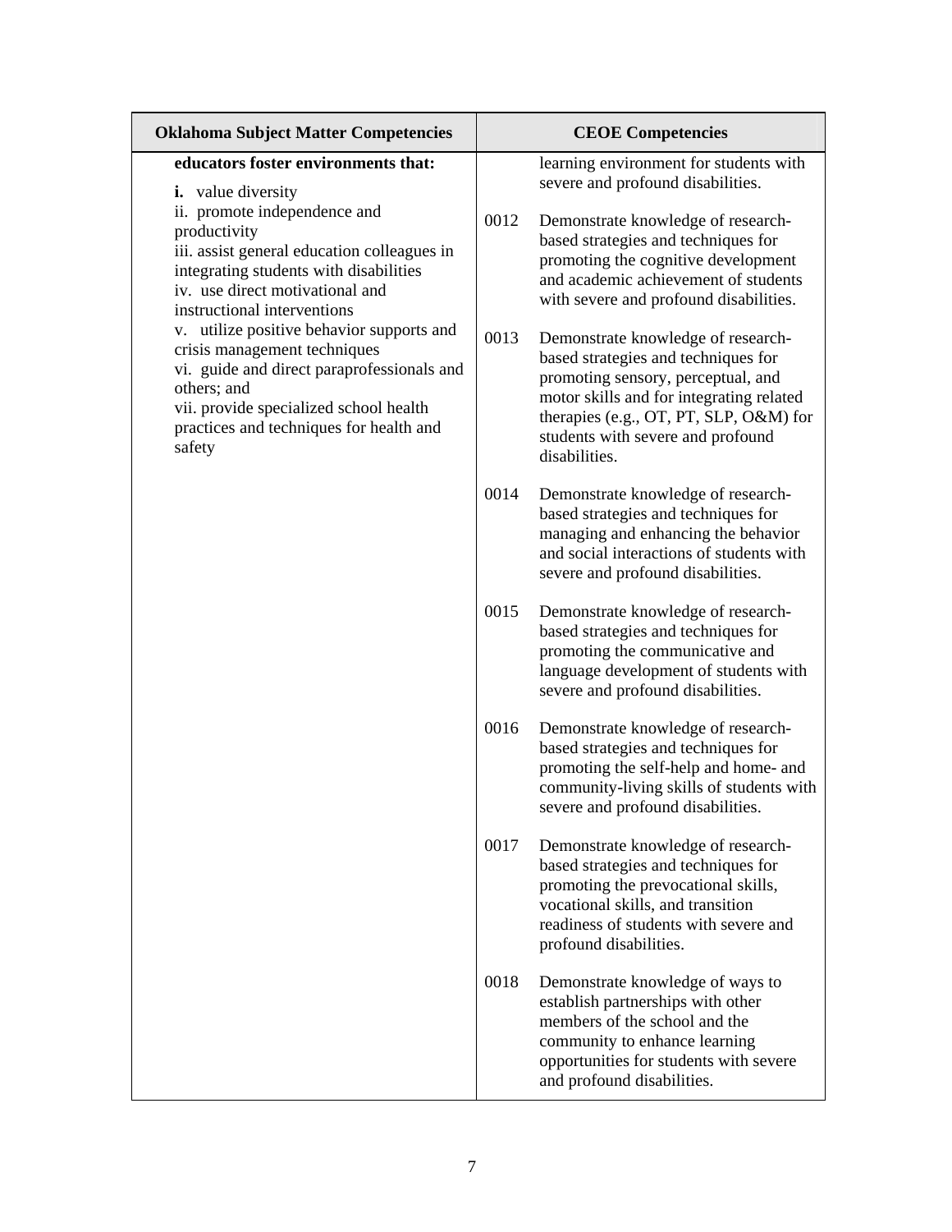| Oklahoma Subject Matter Competencies | CEOE Competencies |
|---|---|
| **educators foster environments that:**<br>**i.** value diversity<br>ii. promote independence and productivity<br>iii. assist general education colleagues in integrating students with disabilities<br>iv. use direct motivational and instructional interventions<br>v. utilize positive behavior supports and crisis management techniques<br>vi. guide and direct paraprofessionals and others; and<br>vii. provide specialized school health practices and techniques for health and safety | learning environment for students with severe and profound disabilities.<br><br>0012 Demonstrate knowledge of research-based strategies and techniques for promoting the cognitive development and academic achievement of students with severe and profound disabilities.<br><br>0013 Demonstrate knowledge of research-based strategies and techniques for promoting sensory, perceptual, and motor skills and for integrating related therapies (e.g., OT, PT, SLP, O&M) for students with severe and profound disabilities.<br><br>0014 Demonstrate knowledge of research-based strategies and techniques for managing and enhancing the behavior and social interactions of students with severe and profound disabilities.<br><br>0015 Demonstrate knowledge of research-based strategies and techniques for promoting the communicative and language development of students with severe and profound disabilities.<br><br>0016 Demonstrate knowledge of research-based strategies and techniques for promoting the self-help and home- and community-living skills of students with severe and profound disabilities.<br><br>0017 Demonstrate knowledge of research-based strategies and techniques for promoting the prevocational skills, vocational skills, and transition readiness of students with severe and profound disabilities.<br><br>0018 Demonstrate knowledge of ways to establish partnerships with other members of the school and the community to enhance learning opportunities for students with severe and profound disabilities. |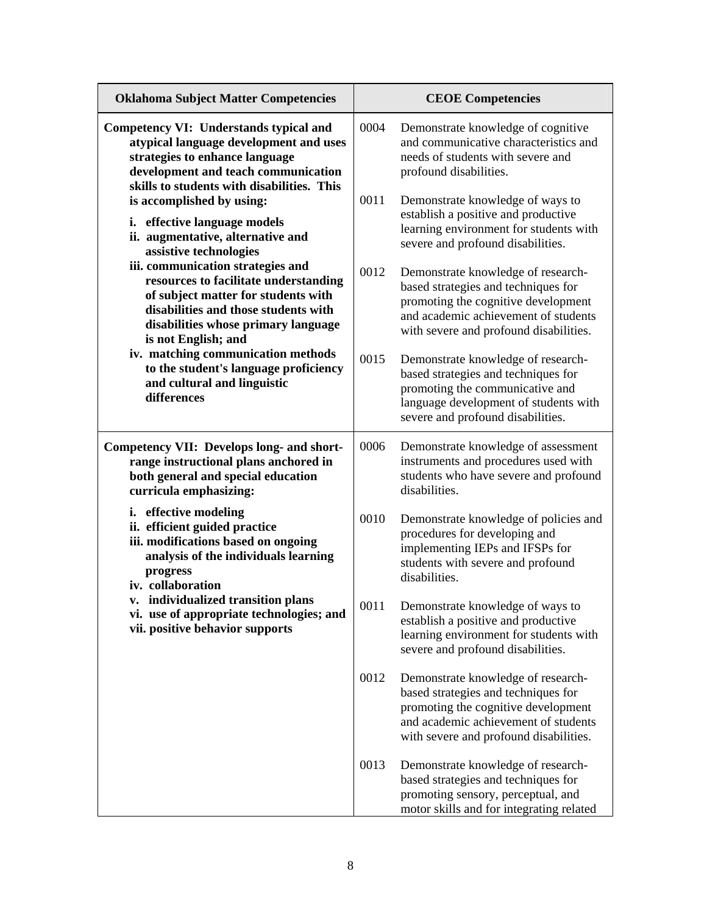| Oklahoma Subject Matter Competencies | CEOE Competencies |
|---|---|
| **Competency VI: Understands typical and atypical language development and uses strategies to enhance language development and teach communication skills to students with disabilities. This is accomplished by using:**<br>**i. effective language models**<br>**ii. augmentative, alternative and assistive technologies**<br>**iii. communication strategies and resources to facilitate understanding of subject matter for students with disabilities and those students with disabilities whose primary language is not English; and**<br>**iv. matching communication methods to the student's language proficiency and cultural and linguistic differences** | 0004 Demonstrate knowledge of cognitive and communicative characteristics and needs of students with severe and profound disabilities.<br><br>0011 Demonstrate knowledge of ways to establish a positive and productive learning environment for students with severe and profound disabilities.<br><br>0012 Demonstrate knowledge of research-based strategies and techniques for promoting the cognitive development and academic achievement of students with severe and profound disabilities.<br><br>0015 Demonstrate knowledge of research-based strategies and techniques for promoting the communicative and language development of students with severe and profound disabilities. |
| **Competency VII: Develops long- and short-range instructional plans anchored in both general and special education curricula emphasizing:**<br>**i. effective modeling**<br>**ii. efficient guided practice**<br>**iii. modifications based on ongoing analysis of the individuals learning progress**<br>**iv. collaboration**<br>**v. individualized transition plans**<br>**vi. use of appropriate technologies; and**<br>**vii. positive behavior supports** | 0006 Demonstrate knowledge of assessment instruments and procedures used with students who have severe and profound disabilities.<br><br>0010 Demonstrate knowledge of policies and procedures for developing and implementing IEPs and IFSPs for students with severe and profound disabilities.<br><br>0011 Demonstrate knowledge of ways to establish a positive and productive learning environment for students with severe and profound disabilities.<br><br>0012 Demonstrate knowledge of research-based strategies and techniques for promoting the cognitive development and academic achievement of students with severe and profound disabilities.<br><br>0013 Demonstrate knowledge of research-based strategies and techniques for promoting sensory, perceptual, and motor skills and for integrating related |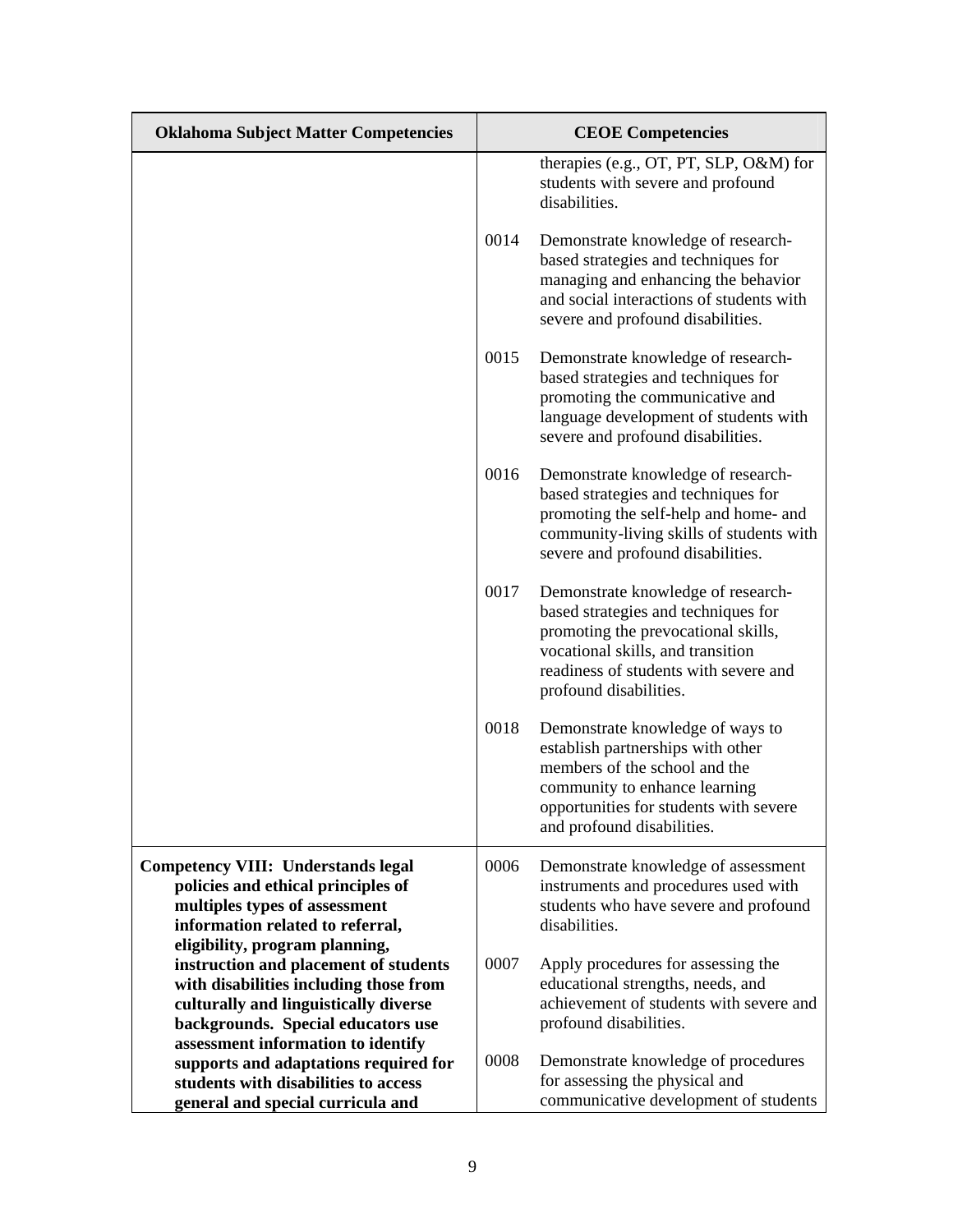| Oklahoma Subject Matter Competencies | CEOE Competencies |
|---|---|
| | therapies (e.g., OT, PT, SLP, O&M) for students with severe and profound disabilities. |
| | 0014 Demonstrate knowledge of research-based strategies and techniques for managing and enhancing the behavior and social interactions of students with severe and profound disabilities. |
| | 0015 Demonstrate knowledge of research-based strategies and techniques for promoting the communicative and language development of students with severe and profound disabilities. |
| | 0016 Demonstrate knowledge of research-based strategies and techniques for promoting the self-help and home- and community-living skills of students with severe and profound disabilities. |
| | 0017 Demonstrate knowledge of research-based strategies and techniques for promoting the prevocational skills, vocational skills, and transition readiness of students with severe and profound disabilities. |
| | 0018 Demonstrate knowledge of ways to establish partnerships with other members of the school and the community to enhance learning opportunities for students with severe and profound disabilities. |
| **Competency VIII: Understands legal policies and ethical principles of multiples types of assessment information related to referral, eligibility, program planning, instruction and placement of students with disabilities including those from culturally and linguistically diverse backgrounds. Special educators use assessment information to identify supports and adaptations required for students with disabilities to access general and special curricula and** | 0006 Demonstrate knowledge of assessment instruments and procedures used with students who have severe and profound disabilities.<br><br>0007 Apply procedures for assessing the educational strengths, needs, and achievement of students with severe and profound disabilities.<br><br>0008 Demonstrate knowledge of procedures for assessing the physical and communicative development of students |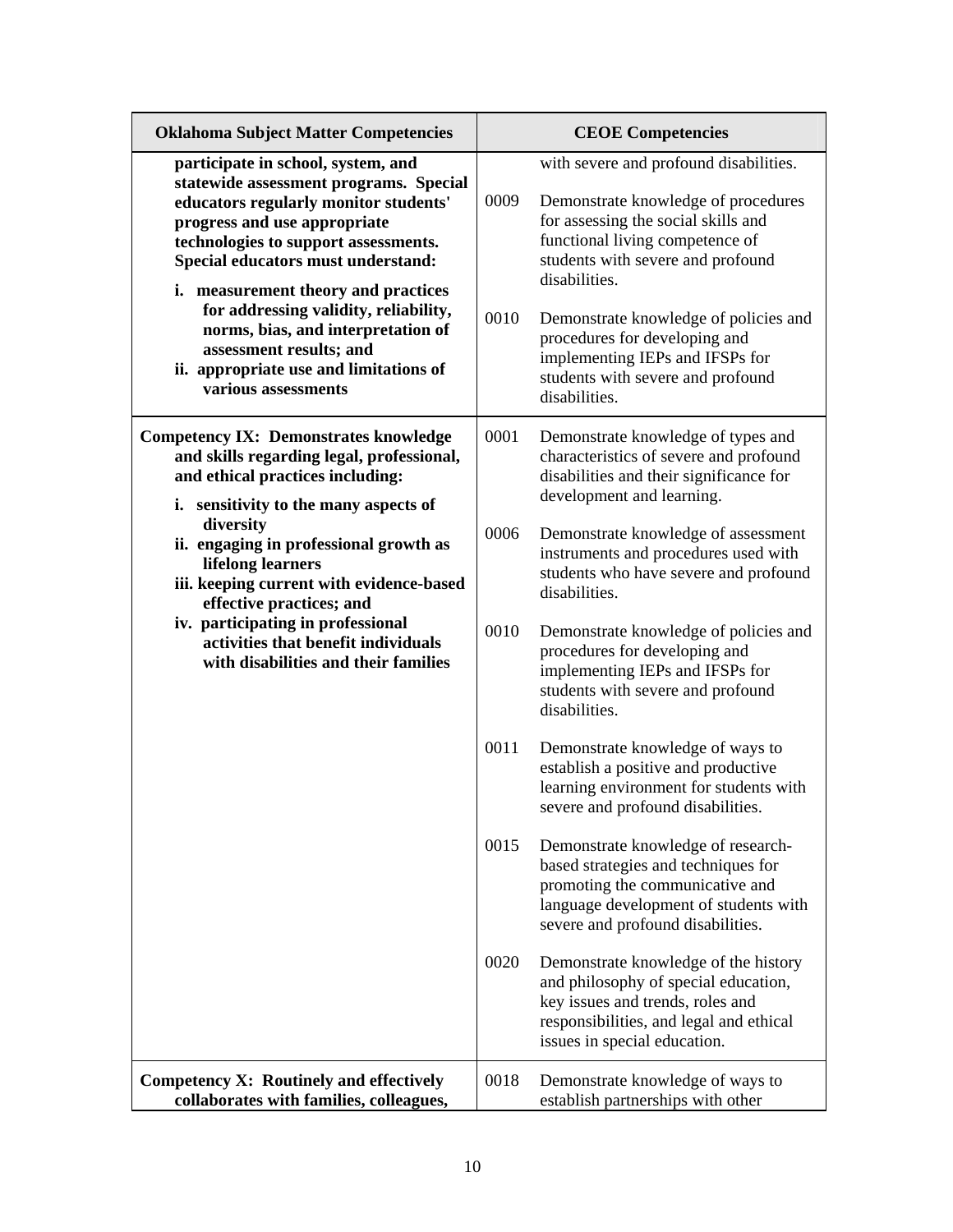| Oklahoma Subject Matter Competencies | CEOE Competencies |
|---|---|
| **participate in school, system, and statewide assessment programs. Special educators regularly monitor students' progress and use appropriate technologies to support assessments. Special educators must understand:**<br>**i. measurement theory and practices for addressing validity, reliability, norms, bias, and interpretation of assessment results; and**<br>**ii. appropriate use and limitations of various assessments** | with severe and profound disabilities.<br><br>0009 Demonstrate knowledge of procedures for assessing the social skills and functional living competence of students with severe and profound disabilities.<br><br>0010 Demonstrate knowledge of policies and procedures for developing and implementing IEPs and IFSPs for students with severe and profound disabilities. |
| **Competency IX: Demonstrates knowledge and skills regarding legal, professional, and ethical practices including:**<br>**i. sensitivity to the many aspects of diversity**<br>**ii. engaging in professional growth as lifelong learners**<br>**iii. keeping current with evidence-based effective practices; and**<br>**iv. participating in professional activities that benefit individuals with disabilities and their families** | 0001 Demonstrate knowledge of types and characteristics of severe and profound disabilities and their significance for development and learning.<br><br>0006 Demonstrate knowledge of assessment instruments and procedures used with students who have severe and profound disabilities.<br><br>0010 Demonstrate knowledge of policies and procedures for developing and implementing IEPs and IFSPs for students with severe and profound disabilities.<br><br>0011 Demonstrate knowledge of ways to establish a positive and productive learning environment for students with severe and profound disabilities.<br><br>0015 Demonstrate knowledge of research-based strategies and techniques for promoting the communicative and language development of students with severe and profound disabilities.<br><br>0020 Demonstrate knowledge of the history and philosophy of special education, key issues and trends, roles and responsibilities, and legal and ethical issues in special education. |
| **Competency X: Routinely and effectively collaborates with families, colleagues,** | 0018 Demonstrate knowledge of ways to establish partnerships with other |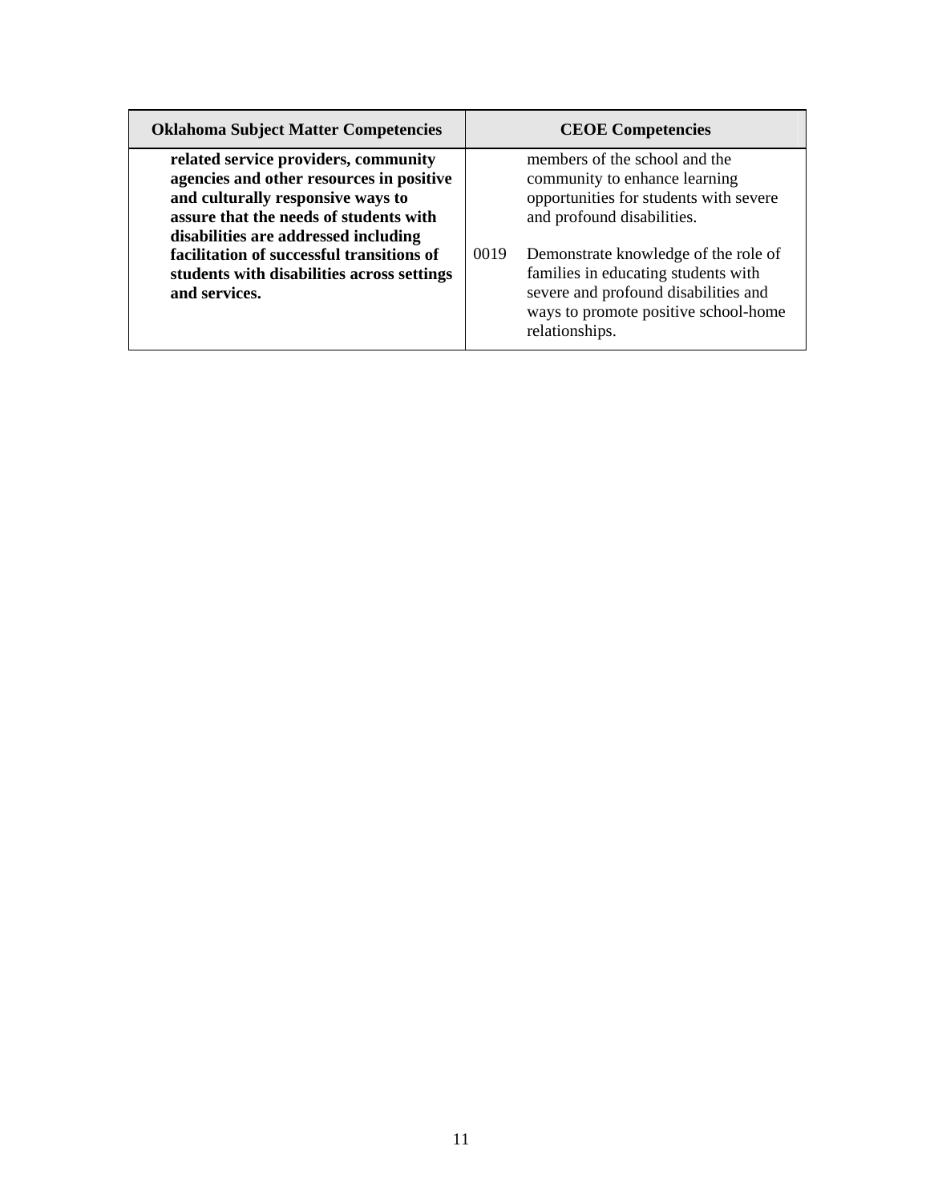| Oklahoma Subject Matter Competencies | CEOE Competencies |
| --- | --- |
| **related service providers, community agencies and other resources in positive and culturally responsive ways to assure that the needs of students with disabilities are addressed including facilitation of successful transitions of students with disabilities across settings and services.** | members of the school and the community to enhance learning opportunities for students with severe and profound disabilities.<br><br>0019 Demonstrate knowledge of the role of families in educating students with severe and profound disabilities and ways to promote positive school-home relationships. |